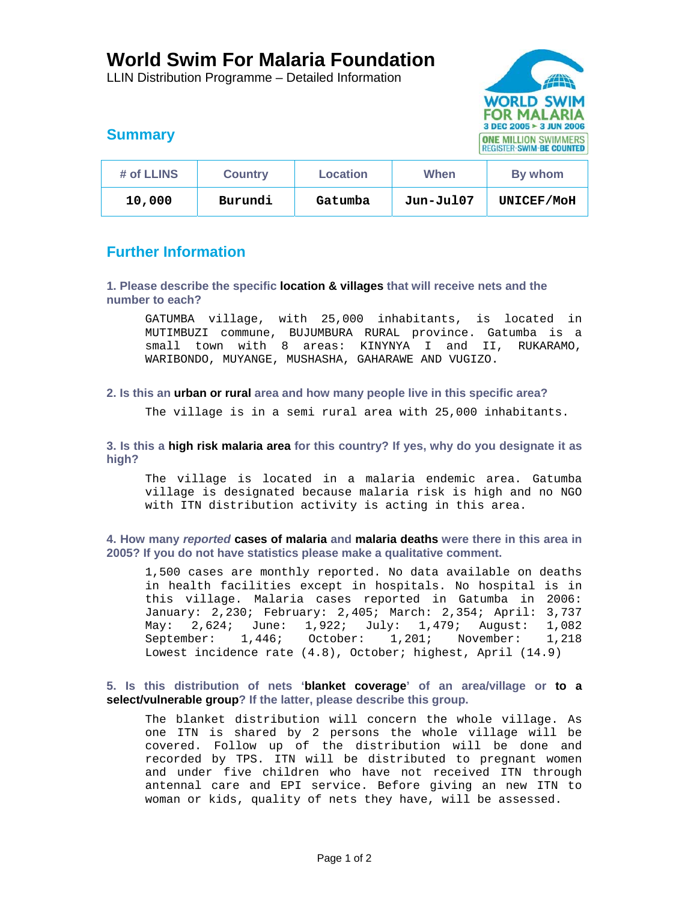# World Swim For Malaria Foundation

LLIN Distribution Programme – Detailed Information

## Summary

| # of LLINS | Country | Location | When | By whom |
|---|---|---|---|---|
| 10,000 | Burundi | Gatumba | Jun-Jul07 | UNICEF/MoH |

## Further Information

**1. Please describe the specific location & villages that will receive nets and the number to each?**

GATUMBA village, with 25,000 inhabitants, is located in MUTIMBUZI commune, BUJUMBURA RURAL province. Gatumba is a small town with 8 areas: KINYNYA I and II, RUKARAMO, WARIBONDO, MUYANGE, MUSHASHA, GAHARAWE AND VUGIZO.

**2. Is this an urban or rural area and how many people live in this specific area?**

The village is in a semi rural area with 25,000 inhabitants.

**3. Is this a high risk malaria area for this country? If yes, why do you designate it as high?**

The village is located in a malaria endemic area. Gatumba village is designated because malaria risk is high and no NGO with ITN distribution activity is acting in this area.

**4. How many *reported* cases of malaria and malaria deaths were there in this area in 2005? If you do not have statistics please make a qualitative comment.**

1,500 cases are monthly reported. No data available on deaths in health facilities except in hospitals. No hospital is in this village. Malaria cases reported in Gatumba in 2006: January: 2,230; February: 2,405; March: 2,354; April: 3,737 May: 2,624; June: 1,922; July: 1,479; August: 1,082 September: 1,446; October: 1,201; November: 1,218 Lowest incidence rate (4.8), October; highest, April (14.9)

**5. Is this distribution of nets 'blanket coverage' of an area/village or to a select/vulnerable group? If the latter, please describe this group.**

The blanket distribution will concern the whole village. As one ITN is shared by 2 persons the whole village will be covered. Follow up of the distribution will be done and recorded by TPS. ITN will be distributed to pregnant women and under five children who have not received ITN through antennal care and EPI service. Before giving an new ITN to woman or kids, quality of nets they have, will be assessed.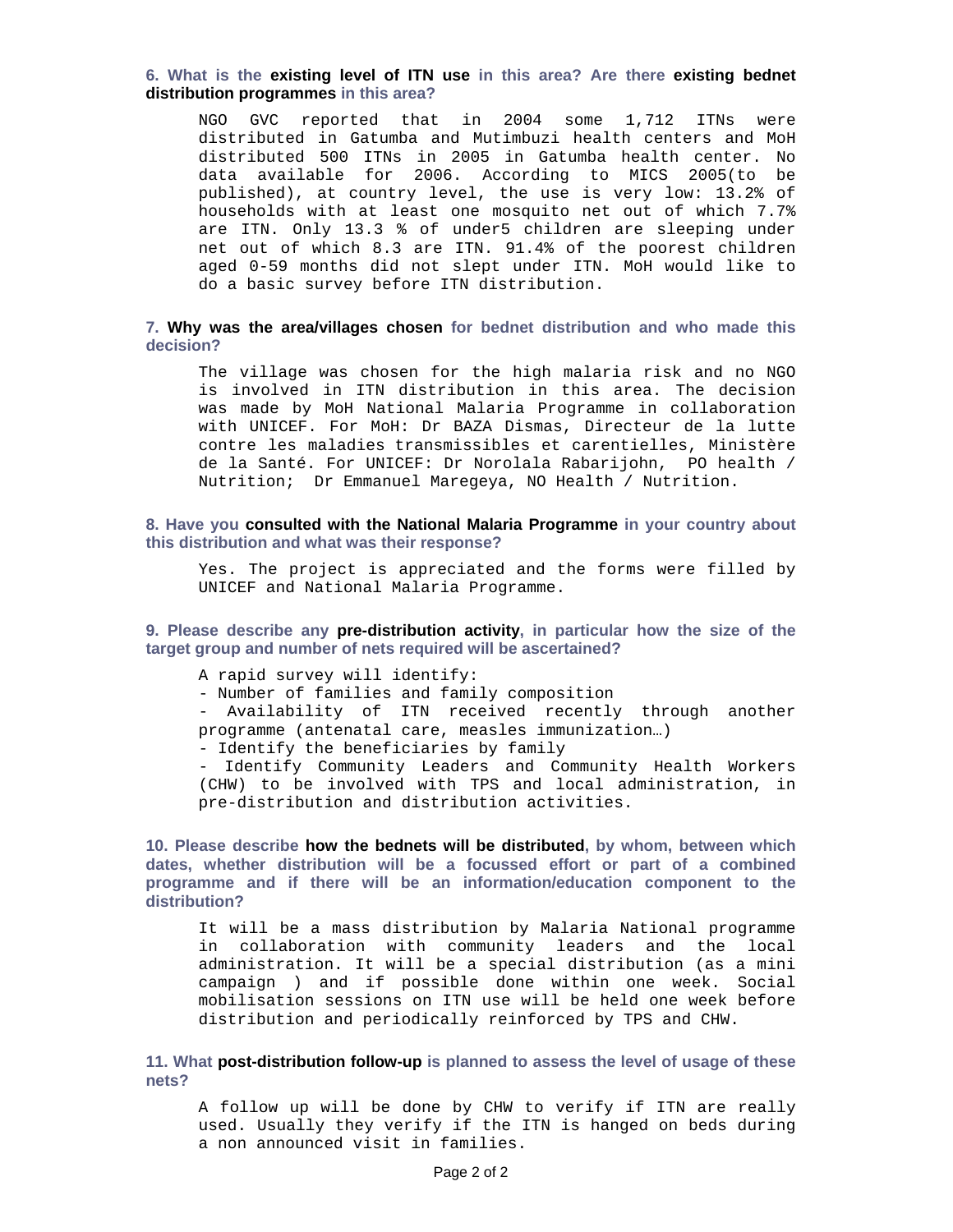**6. What is the existing level of ITN use in this area? Are there existing bednet distribution programmes in this area?**

NGO GVC reported that in 2004 some 1,712 ITNs were distributed in Gatumba and Mutimbuzi health centers and MoH distributed 500 ITNs in 2005 in Gatumba health center. No data available for 2006. According to MICS 2005(to be published), at country level, the use is very low: 13.2% of households with at least one mosquito net out of which 7.7% are ITN. Only 13.3 % of under5 children are sleeping under net out of which 8.3 are ITN. 91.4% of the poorest children aged 0-59 months did not slept under ITN. MoH would like to do a basic survey before ITN distribution.

**7. Why was the area/villages chosen for bednet distribution and who made this decision?**

The village was chosen for the high malaria risk and no NGO is involved in ITN distribution in this area. The decision was made by MoH National Malaria Programme in collaboration with UNICEF. For MoH: Dr BAZA Dismas, Directeur de la lutte contre les maladies transmissibles et carentielles, Ministère de la Santé. For UNICEF: Dr Norolala Rabarijohn, PO health / Nutrition; Dr Emmanuel Maregeya, NO Health / Nutrition.

**8. Have you consulted with the National Malaria Programme in your country about this distribution and what was their response?**

Yes. The project is appreciated and the forms were filled by UNICEF and National Malaria Programme.

**9. Please describe any pre-distribution activity, in particular how the size of the target group and number of nets required will be ascertained?**

A rapid survey will identify:
- Number of families and family composition
- Availability of ITN received recently through another programme (antenatal care, measles immunization…)
- Identify the beneficiaries by family
- Identify Community Leaders and Community Health Workers (CHW) to be involved with TPS and local administration, in pre-distribution and distribution activities.

**10. Please describe how the bednets will be distributed, by whom, between which dates, whether distribution will be a focussed effort or part of a combined programme and if there will be an information/education component to the distribution?**

It will be a mass distribution by Malaria National programme in collaboration with community leaders and the local administration. It will be a special distribution (as a mini campaign ) and if possible done within one week. Social mobilisation sessions on ITN use will be held one week before distribution and periodically reinforced by TPS and CHW.

**11. What post-distribution follow-up is planned to assess the level of usage of these nets?**

A follow up will be done by CHW to verify if ITN are really used. Usually they verify if the ITN is hanged on beds during a non announced visit in families.